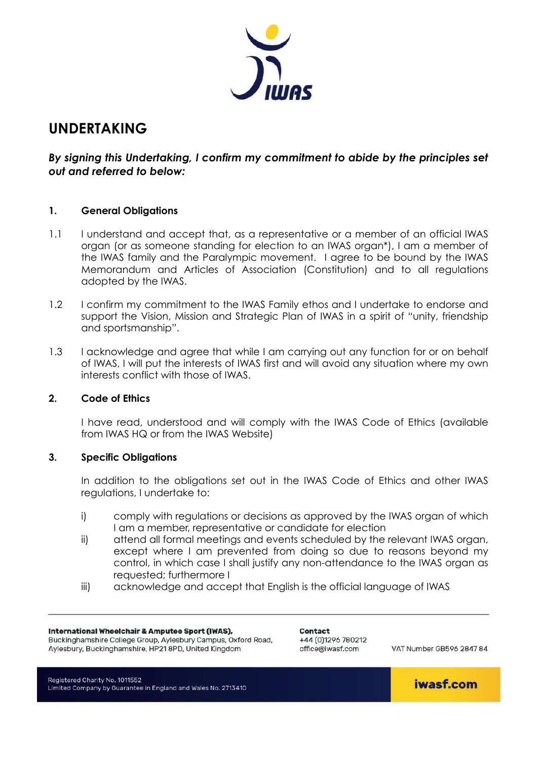# UNDERTAKING

***By signing this Undertaking, I confirm my commitment to abide by the principles set out and referred to below:***

## 1. General Obligations

1.1 I understand and accept that, as a representative or a member of an official IWAS organ (or as someone standing for election to an IWAS organ*), I am a member of the IWAS family and the Paralympic movement. I agree to be bound by the IWAS Memorandum and Articles of Association (Constitution) and to all regulations adopted by the IWAS.

1.2 I confirm my commitment to the IWAS Family ethos and I undertake to endorse and support the Vision, Mission and Strategic Plan of IWAS in a spirit of "unity, friendship and sportsmanship".

1.3 I acknowledge and agree that while I am carrying out any function for or on behalf of IWAS, I will put the interests of IWAS first and will avoid any situation where my own interests conflict with those of IWAS.

## 2. Code of Ethics

I have read, understood and will comply with the IWAS Code of Ethics (available from IWAS HQ or from the IWAS Website)

## 3. Specific Obligations

In addition to the obligations set out in the IWAS Code of Ethics and other IWAS regulations, I undertake to:

i) comply with regulations or decisions as approved by the IWAS organ of which I am a member, representative or candidate for election

ii) attend all formal meetings and events scheduled by the relevant IWAS organ, except where I am prevented from doing so due to reasons beyond my control, in which case I shall justify any non-attendance to the IWAS organ as requested; furthermore I

iii) acknowledge and accept that English is the official language of IWAS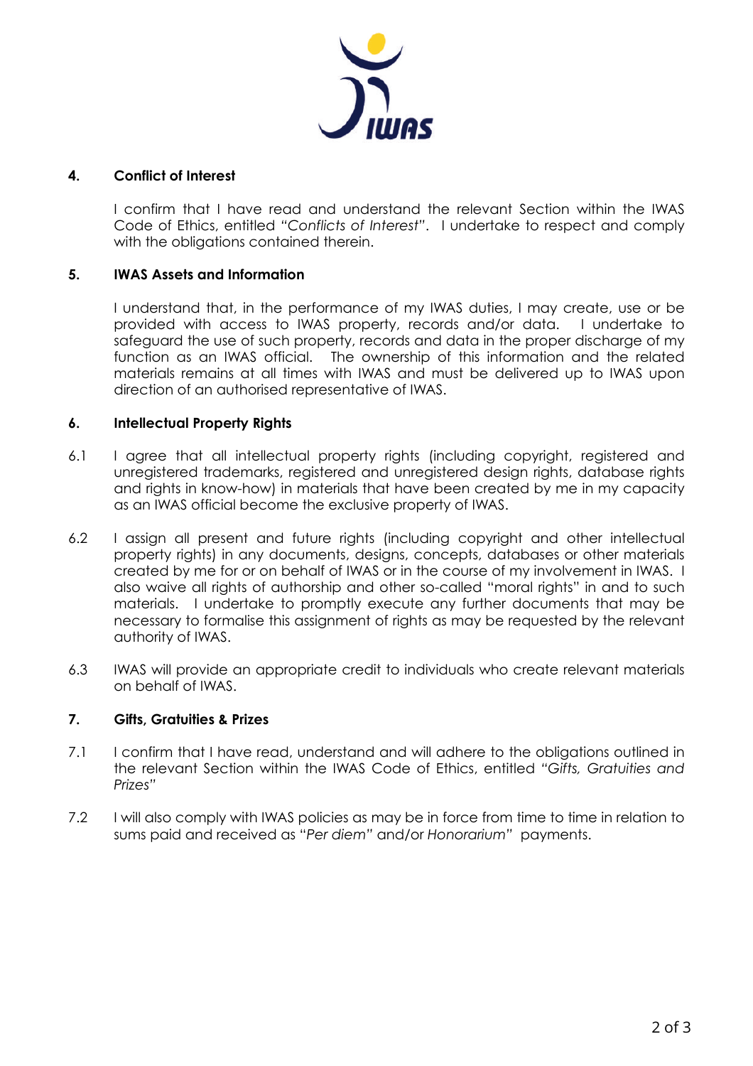## 4. Conflict of Interest

I confirm that I have read and understand the relevant Section within the IWAS Code of Ethics, entitled *"Conflicts of Interest"*. I undertake to respect and comply with the obligations contained therein.

## 5. IWAS Assets and Information

I understand that, in the performance of my IWAS duties, I may create, use or be provided with access to IWAS property, records and/or data. I undertake to safeguard the use of such property, records and data in the proper discharge of my function as an IWAS official. The ownership of this information and the related materials remains at all times with IWAS and must be delivered up to IWAS upon direction of an authorised representative of IWAS.

## 6. Intellectual Property Rights

6.1 I agree that all intellectual property rights (including copyright, registered and unregistered trademarks, registered and unregistered design rights, database rights and rights in know-how) in materials that have been created by me in my capacity as an IWAS official become the exclusive property of IWAS.

6.2 I assign all present and future rights (including copyright and other intellectual property rights) in any documents, designs, concepts, databases or other materials created by me for or on behalf of IWAS or in the course of my involvement in IWAS. I also waive all rights of authorship and other so-called "moral rights" in and to such materials. I undertake to promptly execute any further documents that may be necessary to formalise this assignment of rights as may be requested by the relevant authority of IWAS.

6.3 IWAS will provide an appropriate credit to individuals who create relevant materials on behalf of IWAS.

## 7. Gifts, Gratuities & Prizes

7.1 I confirm that I have read, understand and will adhere to the obligations outlined in the relevant Section within the IWAS Code of Ethics, entitled *"Gifts, Gratuities and Prizes"*

7.2 I will also comply with IWAS policies as may be in force from time to time in relation to sums paid and received as "*Per diem"* and/or *Honorarium"* payments.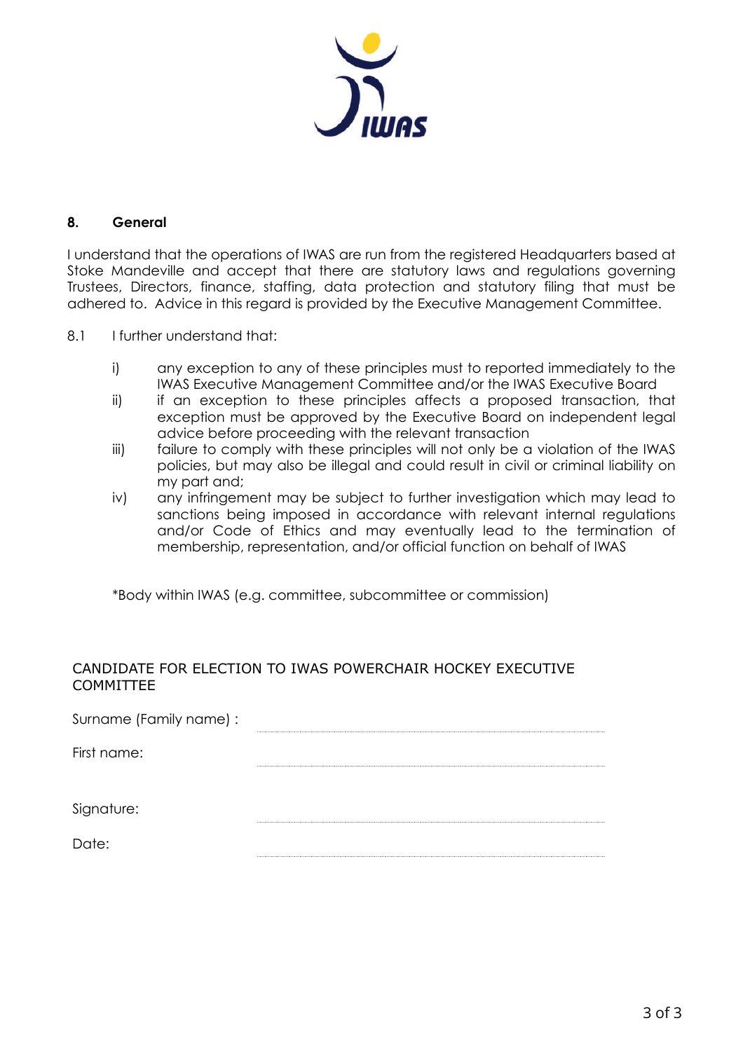## 8. General

I understand that the operations of IWAS are run from the registered Headquarters based at Stoke Mandeville and accept that there are statutory laws and regulations governing Trustees, Directors, finance, staffing, data protection and statutory filing that must be adhered to. Advice in this regard is provided by the Executive Management Committee.

8.1 I further understand that:

i) any exception to any of these principles must to reported immediately to the IWAS Executive Management Committee and/or the IWAS Executive Board

ii) if an exception to these principles affects a proposed transaction, that exception must be approved by the Executive Board on independent legal advice before proceeding with the relevant transaction

iii) failure to comply with these principles will not only be a violation of the IWAS policies, but may also be illegal and could result in civil or criminal liability on my part and;

iv) any infringement may be subject to further investigation which may lead to sanctions being imposed in accordance with relevant internal regulations and/or Code of Ethics and may eventually lead to the termination of membership, representation, and/or official function on behalf of IWAS

*Body within IWAS (e.g. committee, subcommittee or commission)

CANDIDATE FOR ELECTION TO IWAS POWERCHAIR HOCKEY EXECUTIVE COMMITTEE

Surname (Family name) : ..............................

First name: ..............................

Signature: ..............................

Date: ..............................